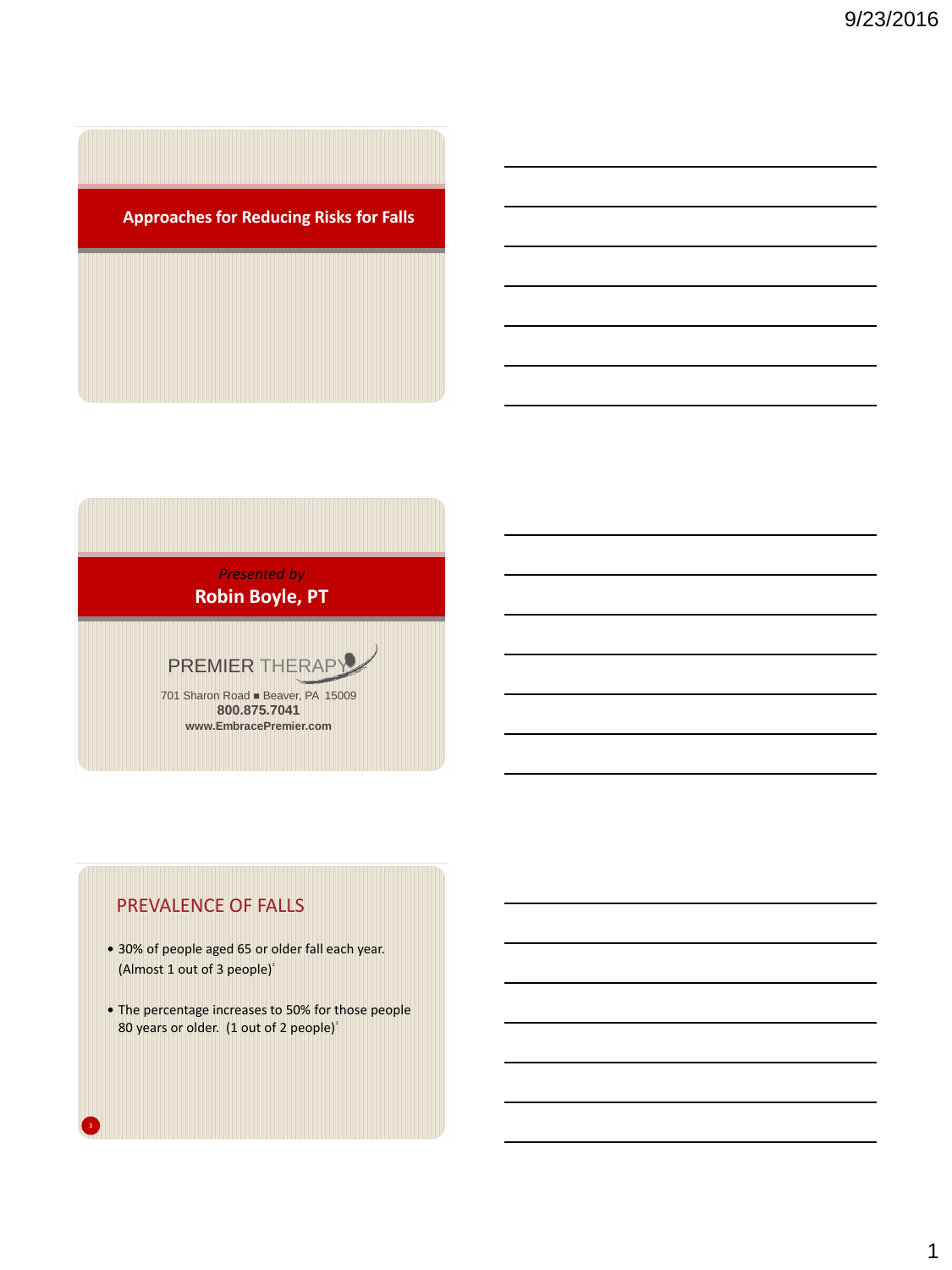# Approaches for Reducing Risks for Falls

*Presented by*

**Robin Boyle, PT**

PREMIER THERAPY

701 Sharon Road ■ Beaver, PA 15009

**800.875.7041**

**www.EmbracePremier.com**

## PREVALENCE OF FALLS

- 30% of people aged 65 or older fall each year. (Almost 1 out of 3 people)[1]
- The percentage increases to 50% for those people 80 years or older. (1 out of 2 people)[1]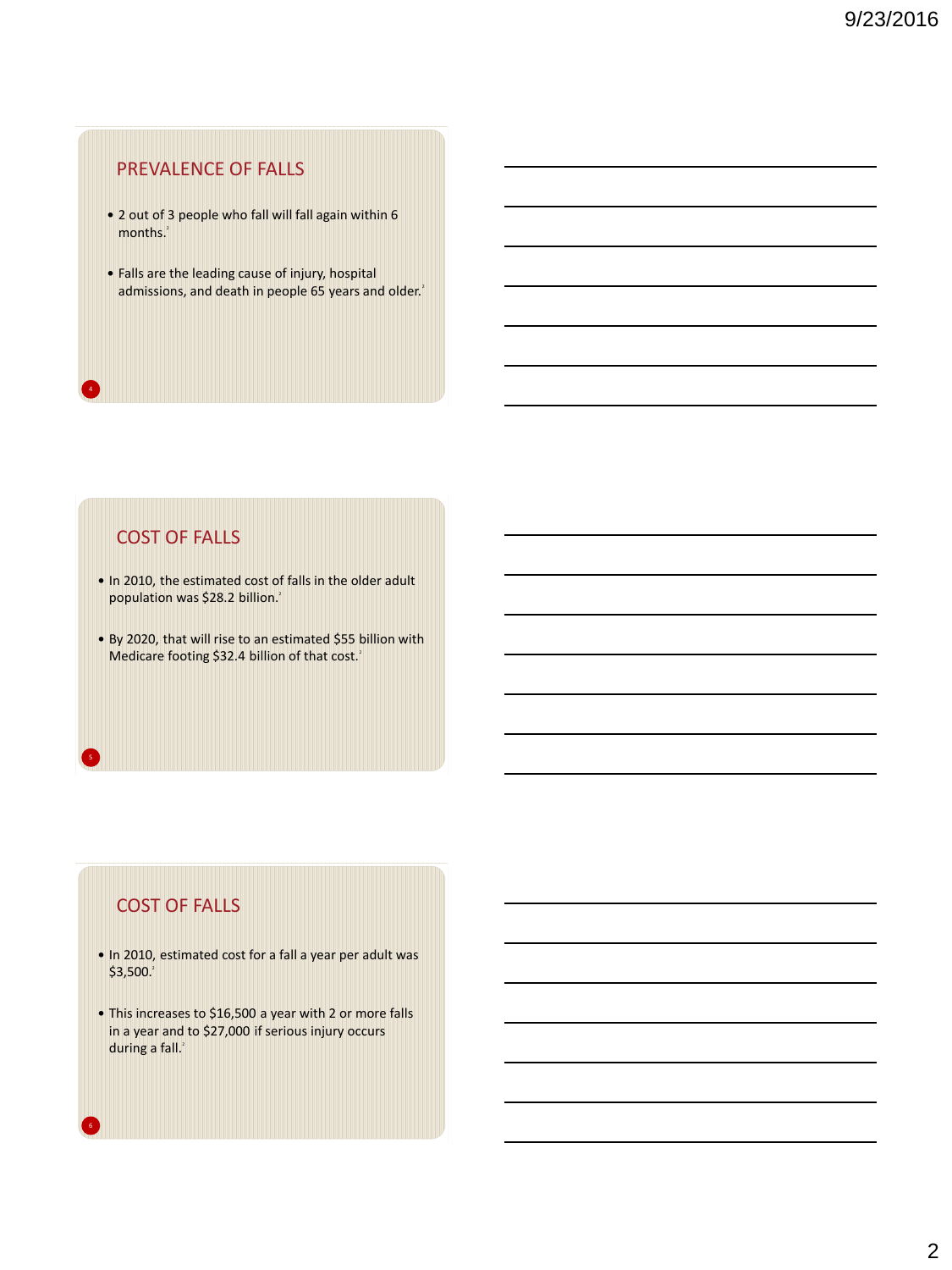## PREVALENCE OF FALLS

- 2 out of 3 people who fall will fall again within 6 months.[2]
- Falls are the leading cause of injury, hospital admissions, and death in people 65 years and older.[2]

## COST OF FALLS

- In 2010, the estimated cost of falls in the older adult population was $28.2 billion.[2]
- By 2020, that will rise to an estimated $55 billion with Medicare footing $32.4 billion of that cost.[2]

## COST OF FALLS

- In 2010, estimated cost for a fall a year per adult was $3,500.[2]
- This increases to $16,500 a year with 2 or more falls in a year and to $27,000 if serious injury occurs during a fall.[2]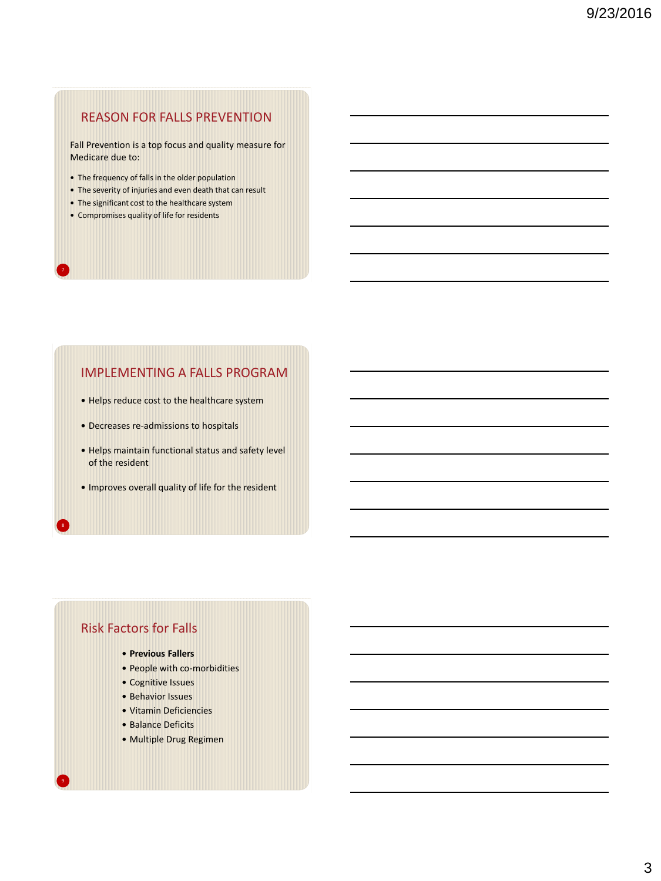## REASON FOR FALLS PREVENTION

Fall Prevention is a top focus and quality measure for Medicare due to:

- The frequency of falls in the older population
- The severity of injuries and even death that can result
- The significant cost to the healthcare system
- Compromises quality of life for residents

## IMPLEMENTING A FALLS PROGRAM

- Helps reduce cost to the healthcare system
- Decreases re-admissions to hospitals
- Helps maintain functional status and safety level of the resident
- Improves overall quality of life for the resident

## Risk Factors for Falls

- **Previous Fallers**
- People with co-morbidities
- Cognitive Issues
- Behavior Issues
- Vitamin Deficiencies
- Balance Deficits
- Multiple Drug Regimen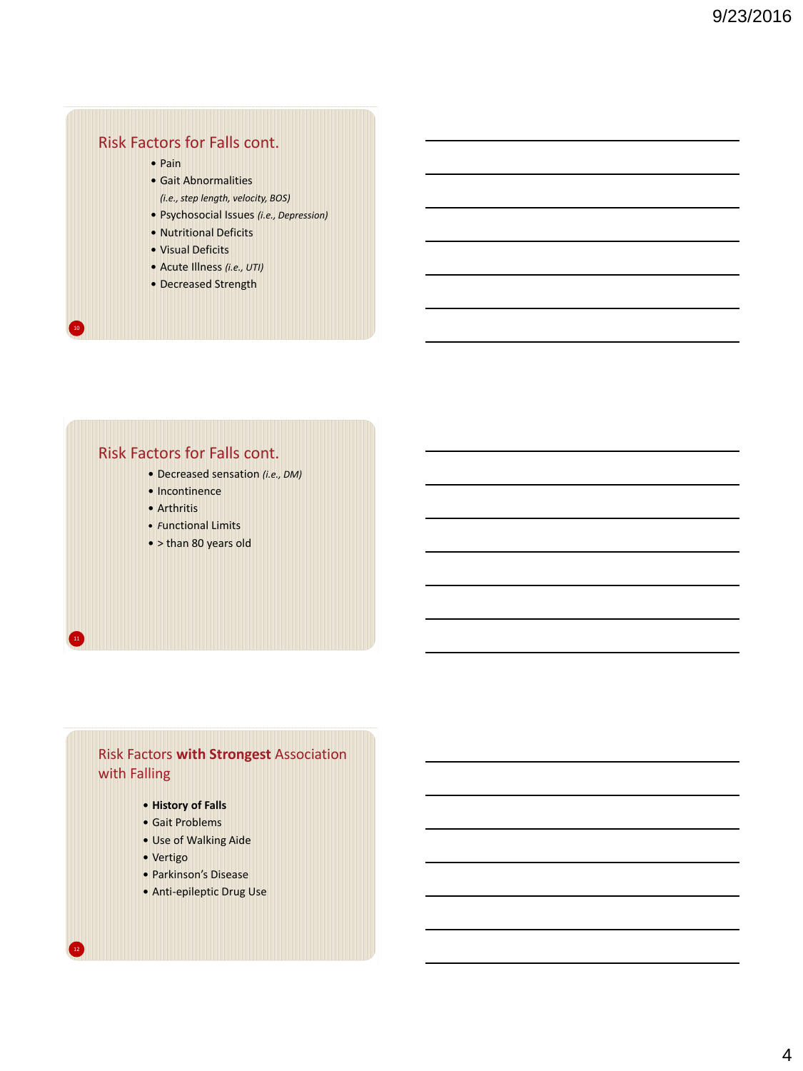## Risk Factors for Falls cont.

- Pain
- Gait Abnormalities
  *(i.e., step length, velocity, BOS)*
- Psychosocial Issues *(i.e., Depression)*
- Nutritional Deficits
- Visual Deficits
- Acute Illness *(i.e., UTI)*
- Decreased Strength

## Risk Factors for Falls cont.

- Decreased sensation *(i.e., DM)*
- Incontinence
- Arthritis
- Functional Limits
- > than 80 years old

## Risk Factors **with Strongest** Association with Falling

- **History of Falls**
- Gait Problems
- Use of Walking Aide
- Vertigo
- Parkinson's Disease
- Anti-epileptic Drug Use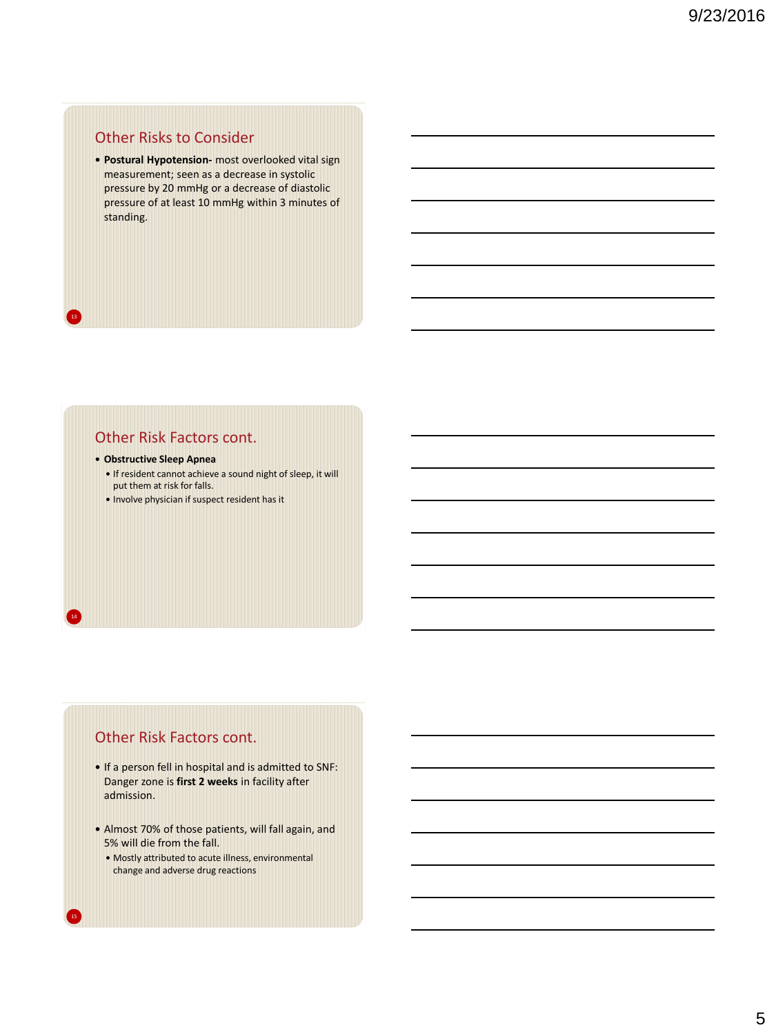## Other Risks to Consider

- **Postural Hypotension-** most overlooked vital sign measurement; seen as a decrease in systolic pressure by 20 mmHg or a decrease of diastolic pressure of at least 10 mmHg within 3 minutes of standing.

## Other Risk Factors cont.

- **Obstructive Sleep Apnea**
  - If resident cannot achieve a sound night of sleep, it will put them at risk for falls.
  - Involve physician if suspect resident has it

## Other Risk Factors cont.

- If a person fell in hospital and is admitted to SNF: Danger zone is **first 2 weeks** in facility after admission.
- Almost 70% of those patients, will fall again, and 5% will die from the fall.
  - Mostly attributed to acute illness, environmental change and adverse drug reactions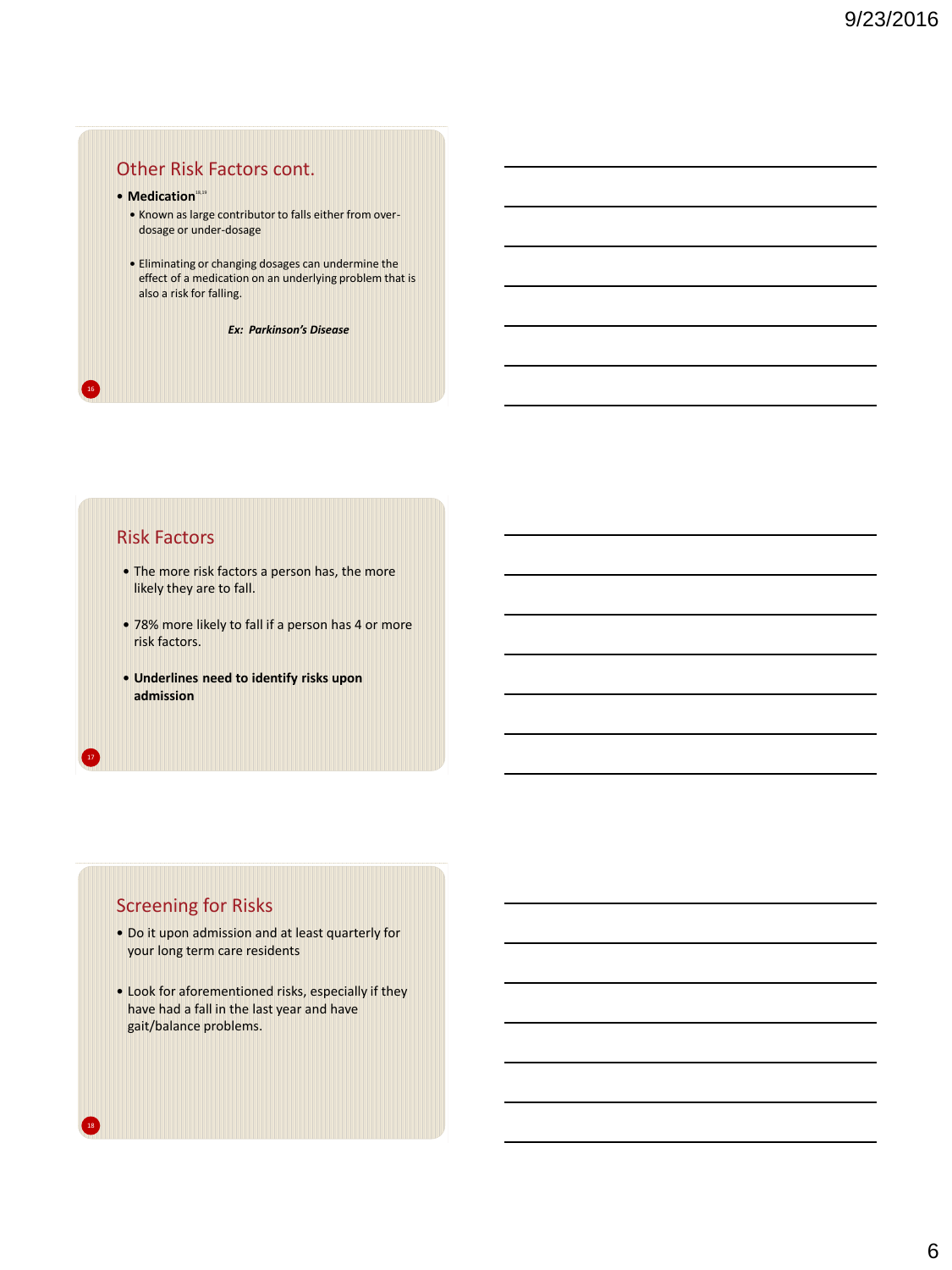## Other Risk Factors cont.

- **Medication**[18,19]
  - Known as large contributor to falls either from over-dosage or under-dosage
  - Eliminating or changing dosages can undermine the effect of a medication on an underlying problem that is also a risk for falling.

***Ex: Parkinson's Disease***

## Risk Factors

- The more risk factors a person has, the more likely they are to fall.
- 78% more likely to fall if a person has 4 or more risk factors.
- **Underlines need to identify risks upon admission**

## Screening for Risks

- Do it upon admission and at least quarterly for your long term care residents
- Look for aforementioned risks, especially if they have had a fall in the last year and have gait/balance problems.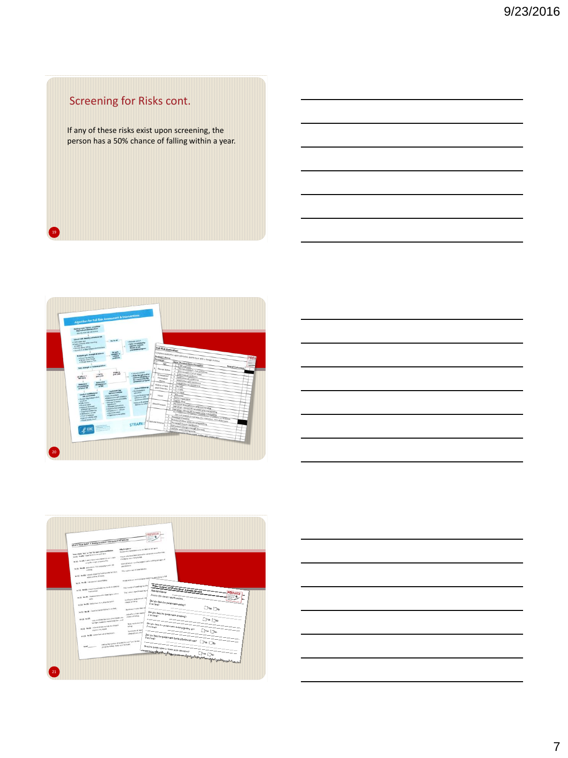## Screening for Risks cont.

If any of these risks exist upon screening, the person has a 50% chance of falling within a year.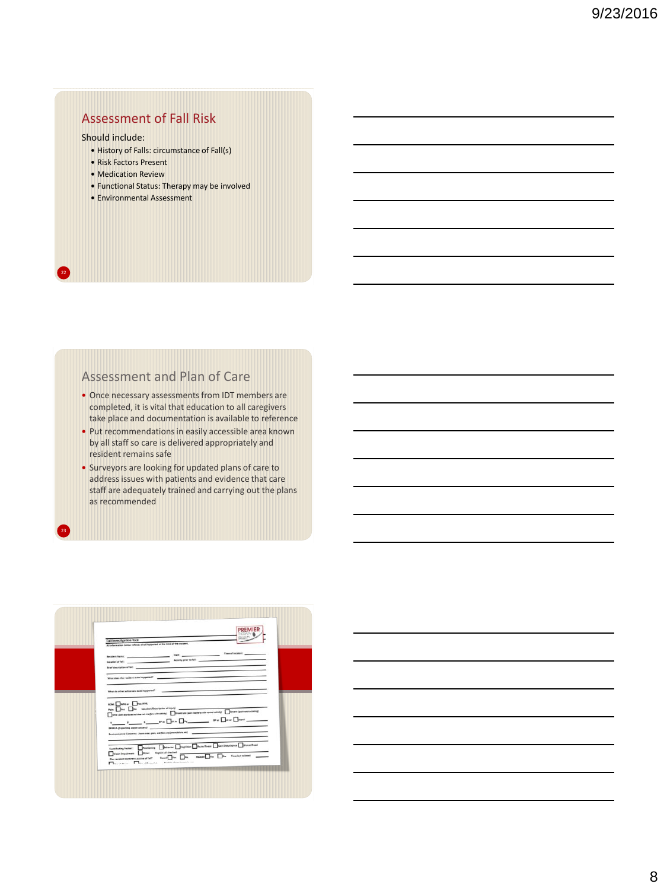## Assessment of Fall Risk

Should include:

- History of Falls: circumstance of Fall(s)
- Risk Factors Present
- Medication Review
- Functional Status: Therapy may be involved
- Environmental Assessment

## Assessment and Plan of Care

- Once necessary assessments from IDT members are completed, it is vital that education to all caregivers take place and documentation is available to reference
- Put recommendations in easily accessible area known by all staff so care is delivered appropriately and resident remains safe
- Surveyors are looking for updated plans of care to address issues with patients and evidence that care staff are adequately trained and carrying out the plans as recommended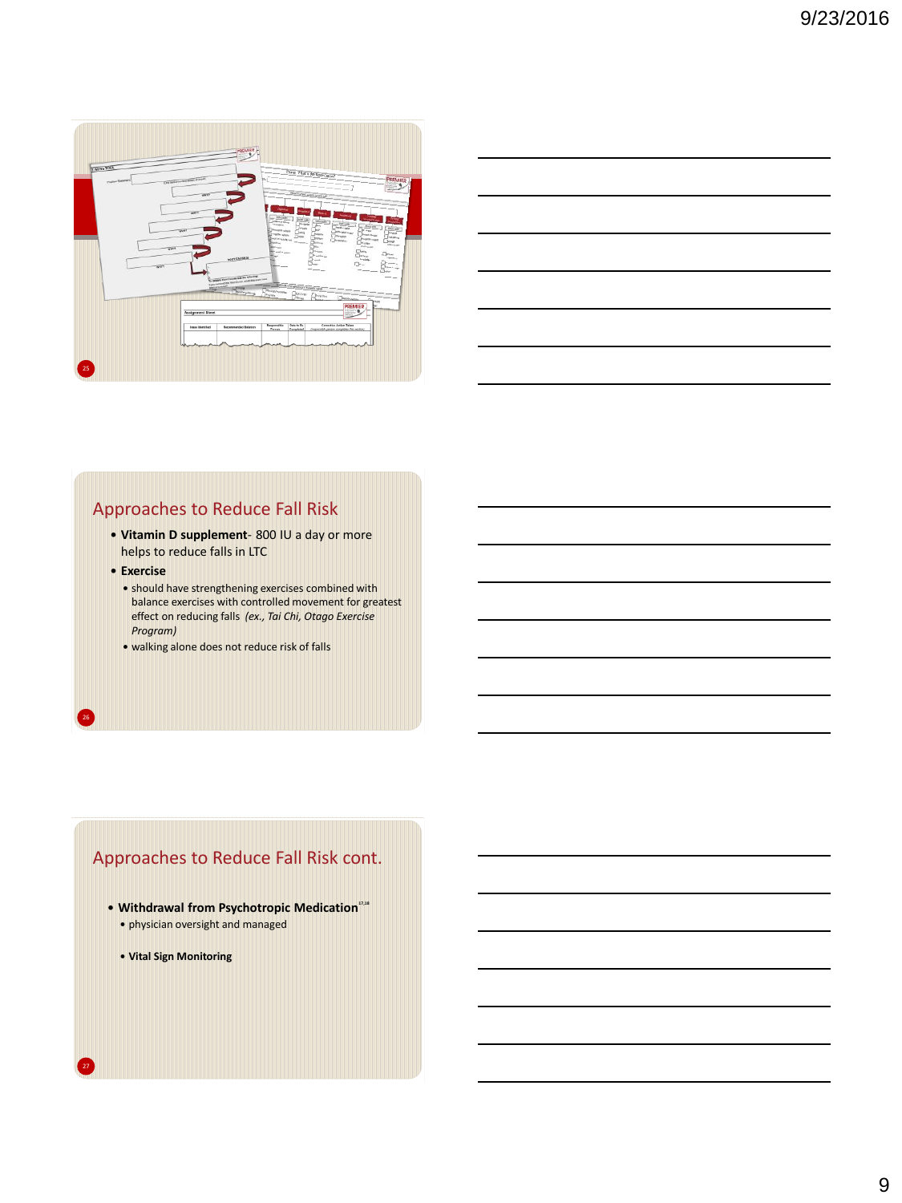## Approaches to Reduce Fall Risk

- **Vitamin D supplement**- 800 IU a day or more helps to reduce falls in LTC
- **Exercise**
  - should have strengthening exercises combined with balance exercises with controlled movement for greatest effect on reducing falls *(ex., Tai Chi, Otago Exercise Program)*
  - walking alone does not reduce risk of falls

## Approaches to Reduce Fall Risk cont.

- **Withdrawal from Psychotropic Medication**[17,18]
  - physician oversight and managed
  - **Vital Sign Monitoring**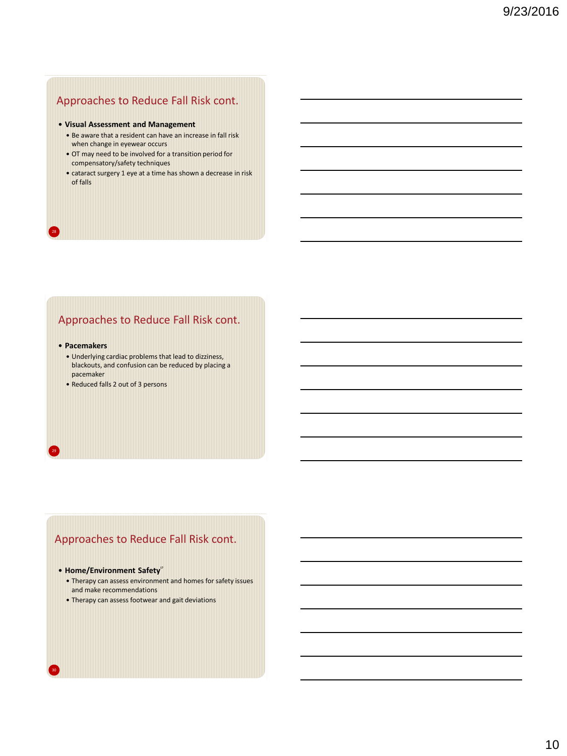## Approaches to Reduce Fall Risk cont.

- **Visual Assessment and Management**
  - Be aware that a resident can have an increase in fall risk when change in eyewear occurs
  - OT may need to be involved for a transition period for compensatory/safety techniques
  - cataract surgery 1 eye at a time has shown a decrease in risk of falls

## Approaches to Reduce Fall Risk cont.

- **Pacemakers**
  - Underlying cardiac problems that lead to dizziness, blackouts, and confusion can be reduced by placing a pacemaker
  - Reduced falls 2 out of 3 persons

## Approaches to Reduce Fall Risk cont.

- **Home/Environment Safety**[17]
  - Therapy can assess environment and homes for safety issues and make recommendations
  - Therapy can assess footwear and gait deviations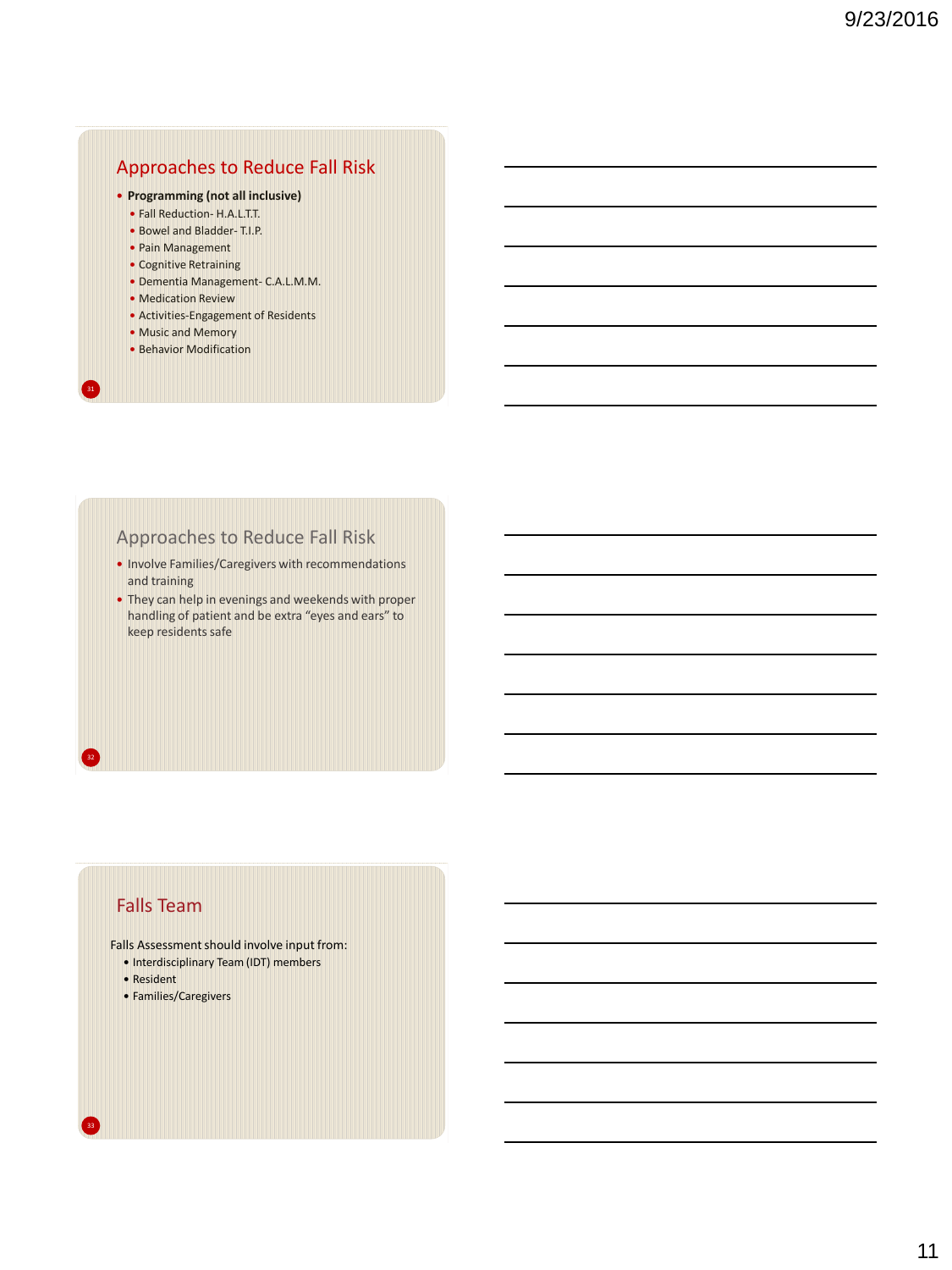## Approaches to Reduce Fall Risk

- **Programming (not all inclusive)**
  - Fall Reduction- H.A.L.T.T.
  - Bowel and Bladder- T.I.P.
  - Pain Management
  - Cognitive Retraining
  - Dementia Management- C.A.L.M.M.
  - Medication Review
  - Activities-Engagement of Residents
  - Music and Memory
  - Behavior Modification

## Approaches to Reduce Fall Risk

- Involve Families/Caregivers with recommendations and training
- They can help in evenings and weekends with proper handling of patient and be extra "eyes and ears" to keep residents safe

## Falls Team

Falls Assessment should involve input from:

- Interdisciplinary Team (IDT) members
- Resident
- Families/Caregivers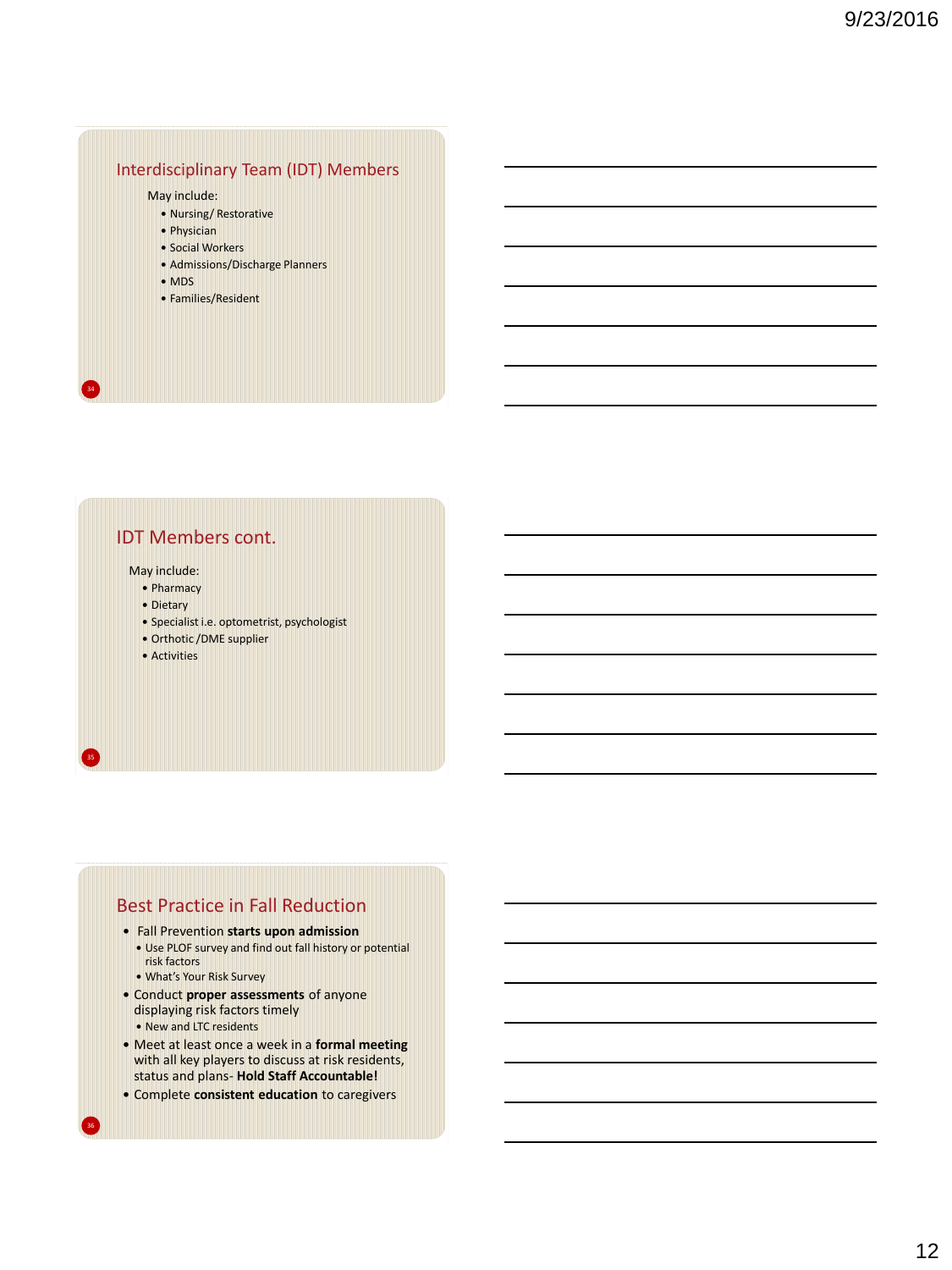## Interdisciplinary Team (IDT) Members

May include:

- Nursing/ Restorative
- Physician
- Social Workers
- Admissions/Discharge Planners
- MDS
- Families/Resident

## IDT Members cont.

May include:

- Pharmacy
- Dietary
- Specialist i.e. optometrist, psychologist
- Orthotic /DME supplier
- Activities

## Best Practice in Fall Reduction

- Fall Prevention **starts upon admission**
  - Use PLOF survey and find out fall history or potential risk factors
  - What's Your Risk Survey
- Conduct **proper assessments** of anyone displaying risk factors timely
  - New and LTC residents
- Meet at least once a week in a **formal meeting** with all key players to discuss at risk residents, status and plans- **Hold Staff Accountable!**
- Complete **consistent education** to caregivers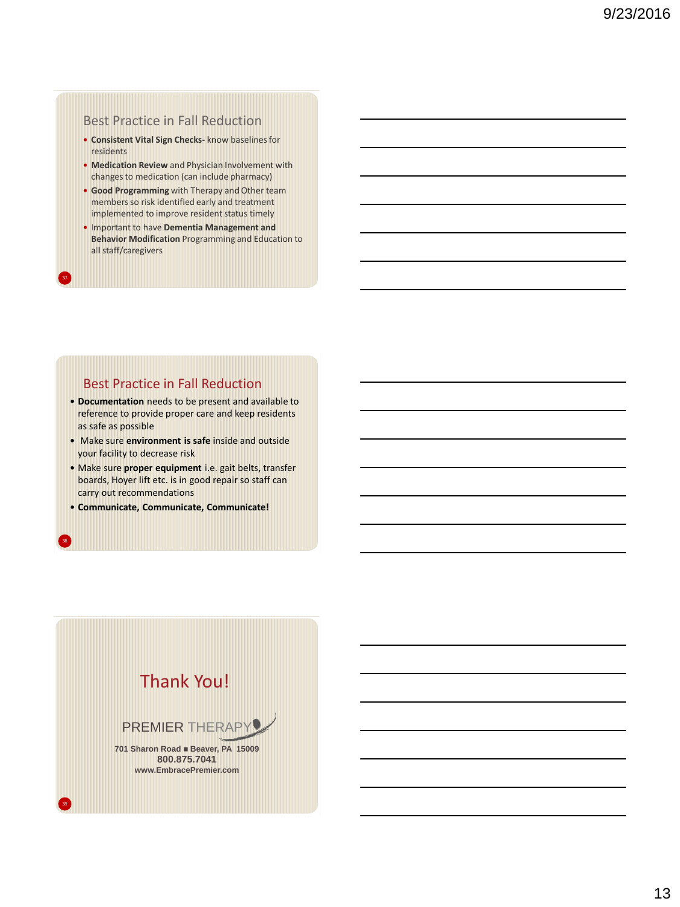## Best Practice in Fall Reduction

- **Consistent Vital Sign Checks-** know baselines for residents
- **Medication Review** and Physician Involvement with changes to medication (can include pharmacy)
- **Good Programming** with Therapy and Other team members so risk identified early and treatment implemented to improve resident status timely
- Important to have **Dementia Management and Behavior Modification** Programming and Education to all staff/caregivers

## Best Practice in Fall Reduction

- **Documentation** needs to be present and available to reference to provide proper care and keep residents as safe as possible
- Make sure **environment is safe** inside and outside your facility to decrease risk
- Make sure **proper equipment** i.e. gait belts, transfer boards, Hoyer lift etc. is in good repair so staff can carry out recommendations
- **Communicate, Communicate, Communicate!**

## Thank You!

PREMIER THERAPY

**701 Sharon Road ■ Beaver, PA 15009**
**800.875.7041**
**www.EmbracePremier.com**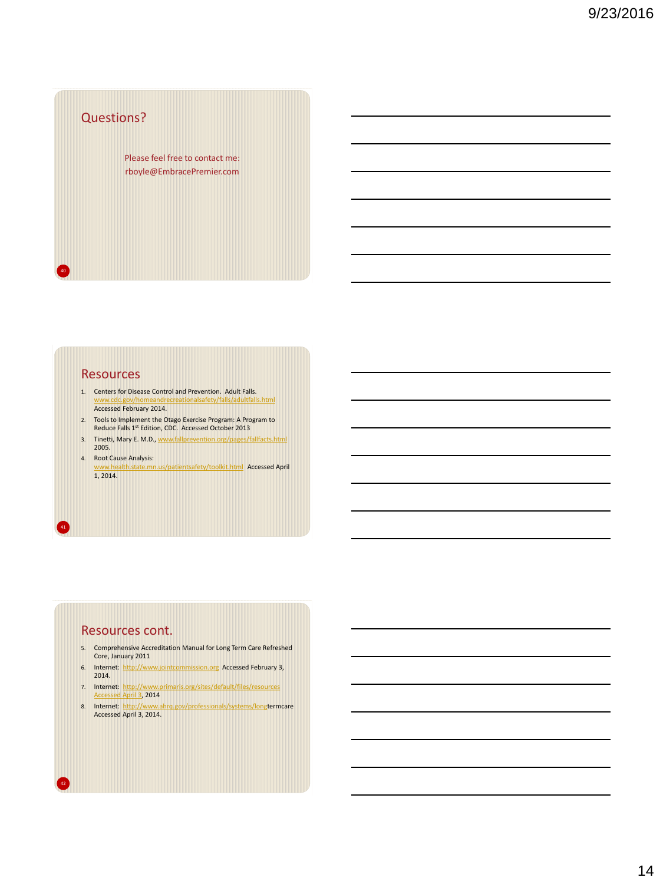## Questions?

Please feel free to contact me:
rboyle@EmbracePremier.com

## Resources

1. Centers for Disease Control and Prevention. Adult Falls. www.cdc.gov/homeandrecreationalsafety/falls/adultfalls.html Accessed February 2014.
2. Tools to Implement the Otago Exercise Program: A Program to Reduce Falls 1st Edition, CDC. Accessed October 2013
3. Tinetti, Mary E. M.D., www.fallprevention.org/pages/fallfacts.html 2005.
4. Root Cause Analysis: www.health.state.mn.us/patientsafety/toolkit.html Accessed April 1, 2014.

## Resources cont.

5. Comprehensive Accreditation Manual for Long Term Care Refreshed Core, January 2011
6. Internet: http://www.jointcommission.org Accessed February 3, 2014.
7. Internet: http://www.primaris.org/sites/default/files/resources Accessed April 3, 2014
8. Internet: http://www.ahrq.gov/professionals/systems/longtermcare Accessed April 3, 2014.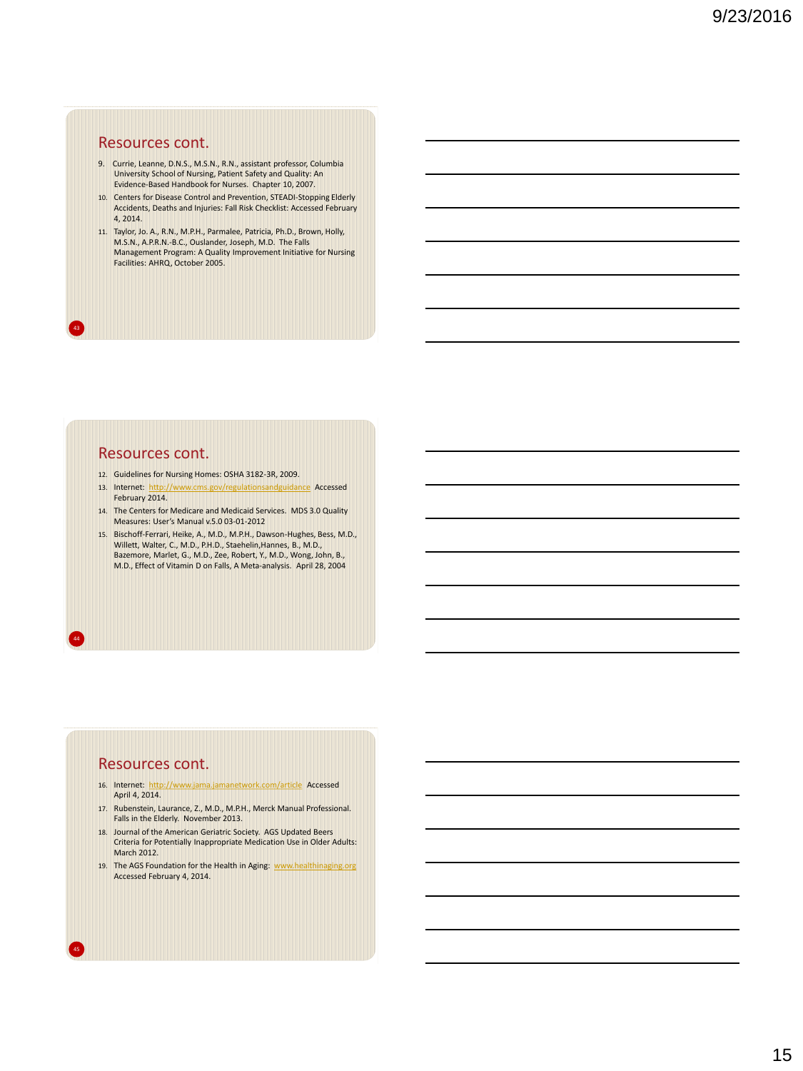## Resources cont.

9. Currie, Leanne, D.N.S., M.S.N., R.N., assistant professor, Columbia University School of Nursing, Patient Safety and Quality: An Evidence-Based Handbook for Nurses. Chapter 10, 2007.
10. Centers for Disease Control and Prevention, STEADI-Stopping Elderly Accidents, Deaths and Injuries: Fall Risk Checklist: Accessed February 4, 2014.
11. Taylor, Jo. A., R.N., M.P.H., Parmalee, Patricia, Ph.D., Brown, Holly, M.S.N., A.P.R.N.-B.C., Ouslander, Joseph, M.D. The Falls Management Program: A Quality Improvement Initiative for Nursing Facilities: AHRQ, October 2005.

## Resources cont.

12. Guidelines for Nursing Homes: OSHA 3182-3R, 2009.
13. Internet: http://www.cms.gov/regulationsandguidance Accessed February 2014.
14. The Centers for Medicare and Medicaid Services. MDS 3.0 Quality Measures: User's Manual v.5.0 03-01-2012
15. Bischoff-Ferrari, Heike, A., M.D., M.P.H., Dawson-Hughes, Bess, M.D., Willett, Walter, C., M.D., P.H.D., Staehelin,Hannes, B., M.D., Bazemore, Marlet, G., M.D., Zee, Robert, Y., M.D., Wong, John, B., M.D., Effect of Vitamin D on Falls, A Meta-analysis. April 28, 2004

## Resources cont.

16. Internet: http://www.jama.jamanetwork.com/article Accessed April 4, 2014.
17. Rubenstein, Laurance, Z., M.D., M.P.H., Merck Manual Professional. Falls in the Elderly. November 2013.
18. Journal of the American Geriatric Society. AGS Updated Beers Criteria for Potentially Inappropriate Medication Use in Older Adults: March 2012.
19. The AGS Foundation for the Health in Aging: www.healthinaging.org Accessed February 4, 2014.